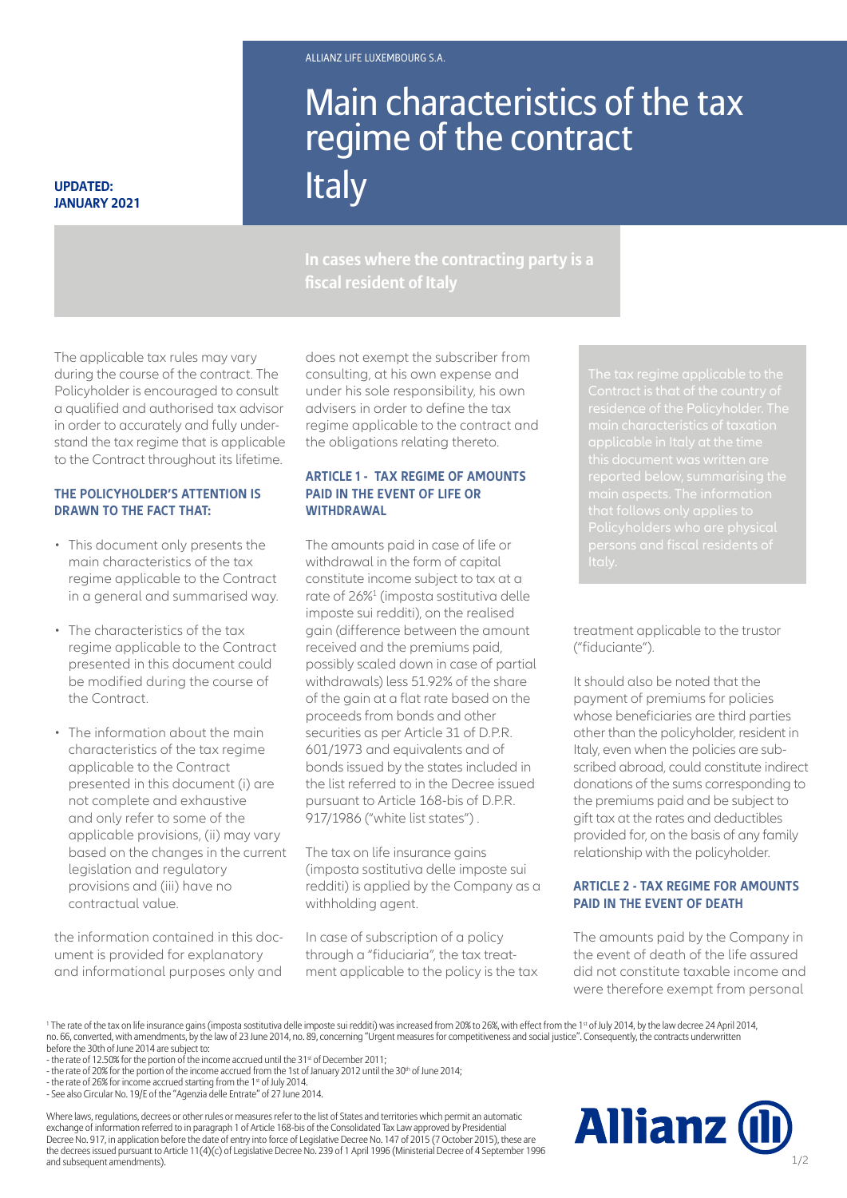ALLIANZ LIFE LUXEMBOURG S.A.

# Main characteristics of the tax regime of the contract Italy

**UPDATED: JANUARY 2021**

**In cases where the contracting party is a fiscal resident of Italy**

The applicable tax rules may vary during the course of the contract. The Policyholder is encouraged to consult a qualified and authorised tax advisor in order to accurately and fully understand the tax regime that is applicable to the Contract throughout its lifetime.

### THE POLICYHOLDER'S ATTENTION IS DRAWN TO THE FACT THAT:

- This document only presents the main characteristics of the tax regime applicable to the Contract in a general and summarised way.
- The characteristics of the tax regime applicable to the Contract presented in this document could be modified during the course of the Contract.
- The information about the main characteristics of the tax regime applicable to the Contract presented in this document (i) are not complete and exhaustive and only refer to some of the applicable provisions, (ii) may vary based on the changes in the current legislation and regulatory provisions and (iii) have no contractual value.

the information contained in this document is provided for explanatory and informational purposes only and does not exempt the subscriber from consulting, at his own expense and under his sole responsibility, his own advisers in order to define the tax regime applicable to the contract and the obligations relating thereto.

### ARTICLE 1 - TAX REGIME OF AMOUNTS PAID IN THE EVENT OF LIFE OR WITHDRAWAL

The amounts paid in case of life or withdrawal in the form of capital constitute income subject to tax at a rate of 26%[1] (imposta sostitutiva delle imposte sui redditi), on the realised gain (difference between the amount received and the premiums paid, possibly scaled down in case of partial withdrawals) less 51.92% of the share of the gain at a flat rate based on the proceeds from bonds and other securities as per Article 31 of D.P.R. 601/1973 and equivalents and of bonds issued by the states included in the list referred to in the Decree issued pursuant to Article 168-bis of D.P.R. 917/1986 ("white list states") .

The tax on life insurance gains (imposta sostitutiva delle imposte sui redditi) is applied by the Company as a withholding agent.

In case of subscription of a policy through a "fiduciaria", the tax treatment applicable to the policy is the tax treatment applicable to the trustor ("fiduciante").

The tax regime applicable to the Contract is that of the country of residence of the Policyholder. The main characteristics of taxation applicable in Italy at the time this document was written are reported below, summarising the main aspects. The information that follows only applies to Policyholders who are physical persons and fiscal residents of Italy.

It should also be noted that the payment of premiums for policies whose beneficiaries are third parties other than the policyholder, resident in Italy, even when the policies are subscribed abroad, could constitute indirect donations of the sums corresponding to the premiums paid and be subject to gift tax at the rates and deductibles provided for, on the basis of any family relationship with the policyholder.

### ARTICLE 2 - TAX REGIME FOR AMOUNTS PAID IN THE EVENT OF DEATH

The amounts paid by the Company in the event of death of the life assured did not constitute taxable income and were therefore exempt from personal

[1] The rate of the tax on life insurance gains (imposta sostitutiva delle imposte sui redditi) was increased from 20% to 26%, with effect from the 1st of July 2014, by the law decree 24 April 2014, no. 66, converted, with amendments, by the law of 23 June 2014, no. 89, concerning "Urgent measures for competitiveness and social justice". Consequently, the contracts underwritten before the 30th of June 2014 are subject to:
- the rate of 12.50% for the portion of the income accrued until the 31st of December 2011;
- the rate of 20% for the portion of the income accrued from the 1st of January 2012 until the 30th of June 2014;
- the rate of 26% for income accrued starting from the 1st of July 2014.
- See also Circular No. 19/E of the "Agenzia delle Entrate" of 27 June 2014.

Where laws, regulations, decrees or other rules or measures refer to the list of States and territories which permit an automatic exchange of information referred to in paragraph 1 of Article 168-bis of the Consolidated Tax Law approved by Presidential Decree No. 917, in application before the date of entry into force of Legislative Decree No. 147 of 2015 (7 October 2015), these are the decrees issued pursuant to Article 11(4)(c) of Legislative Decree No. 239 of 1 April 1996 (Ministerial Decree of 4 September 1996 and subsequent amendments).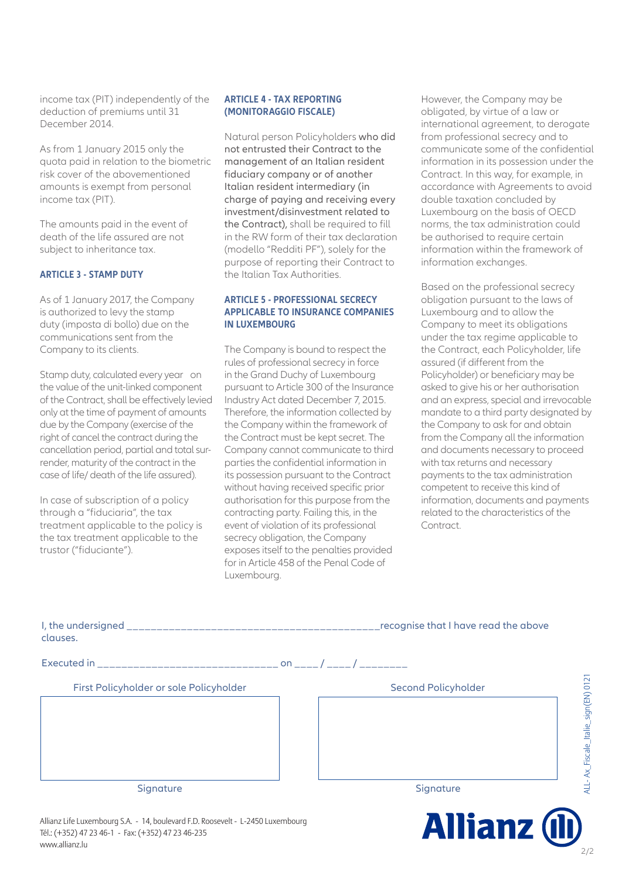income tax (PIT) independently of the deduction of premiums until 31 December 2014.

As from 1 January 2015 only the quota paid in relation to the biometric risk cover of the abovementioned amounts is exempt from personal income tax (PIT).

The amounts paid in the event of death of the life assured are not subject to inheritance tax.

### ARTICLE 3 - STAMP DUTY

As of 1 January 2017, the Company is authorized to levy the stamp duty (imposta di bollo) due on the communications sent from the Company to its clients.

Stamp duty, calculated every year on the value of the unit-linked component of the Contract, shall be effectively levied only at the time of payment of amounts due by the Company (exercise of the right of cancel the contract during the cancellation period, partial and total surrender, maturity of the contract in the case of life/ death of the life assured).

In case of subscription of a policy through a "fiduciaria", the tax treatment applicable to the policy is the tax treatment applicable to the trustor ("fiduciante").

### ARTICLE 4 - TAX REPORTING (MONITORAGGIO FISCALE)

Natural person Policyholders who did not entrusted their Contract to the management of an Italian resident fiduciary company or of another Italian resident intermediary (in charge of paying and receiving every investment/disinvestment related to the Contract), shall be required to fill in the RW form of their tax declaration (modello "Redditi PF"), solely for the purpose of reporting their Contract to the Italian Tax Authorities.

### ARTICLE 5 - PROFESSIONAL SECRECY APPLICABLE TO INSURANCE COMPANIES IN LUXEMBOURG

The Company is bound to respect the rules of professional secrecy in force in the Grand Duchy of Luxembourg pursuant to Article 300 of the Insurance Industry Act dated December 7, 2015. Therefore, the information collected by the Company within the framework of the Contract must be kept secret. The Company cannot communicate to third parties the confidential information in its possession pursuant to the Contract without having received specific prior authorisation for this purpose from the contracting party. Failing this, in the event of violation of its professional secrecy obligation, the Company exposes itself to the penalties provided for in Article 458 of the Penal Code of Luxembourg.

However, the Company may be obligated, by virtue of a law or international agreement, to derogate from professional secrecy and to communicate some of the confidential information in its possession under the Contract. In this way, for example, in accordance with Agreements to avoid double taxation concluded by Luxembourg on the basis of OECD norms, the tax administration could be authorised to require certain information within the framework of information exchanges.

Based on the professional secrecy obligation pursuant to the laws of Luxembourg and to allow the Company to meet its obligations under the tax regime applicable to the Contract, each Policyholder, life assured (if different from the Policyholder) or beneficiary may be asked to give his or her authorisation and an express, special and irrevocable mandate to a third party designated by the Company to ask for and obtain from the Company all the information and documents necessary to proceed with tax returns and necessary payments to the tax administration competent to receive this kind of information, documents and payments related to the characteristics of the Contract.

I, the undersigned ________________________________________recognise that I have read the above clauses.

Executed in ____________________________ on ____ / ____ / _______

| First Policyholder or sole Policyholder | Second Policyholder |
| --- | --- |
| | |
| Signature | Signature |

ALL- Ax_Fiscale_Italie_sign(EN) 0121

Allianz Life Luxembourg S.A. - 14, boulevard F.D. Roosevelt - L-2450 Luxembourg
Tél.: (+352) 47 23 46-1 - Fax: (+352) 47 23 46-235
www.allianz.lu

Allianz